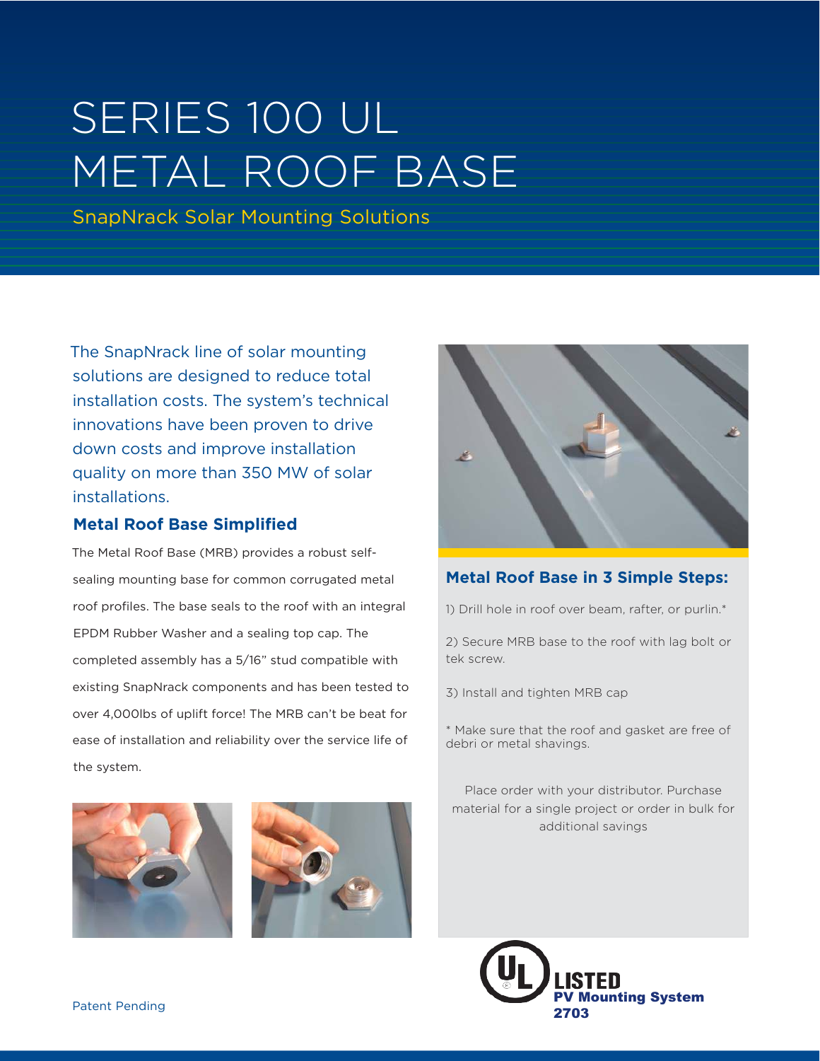# SERIES 100 UL METAL ROOF BASE

SnapNrack Solar Mounting Solutions

The SnapNrack line of solar mounting solutions are designed to reduce total installation costs. The system's technical innovations have been proven to drive down costs and improve installation quality on more than 350 MW of solar installations.

## Metal Roof Base Simplified

The Metal Roof Base (MRB) provides a robust self-sealing mounting base for common corrugated metal roof profiles. The base seals to the roof with an integral EPDM Rubber Washer and a sealing top cap. The completed assembly has a 5/16" stud compatible with existing SnapNrack components and has been tested to over 4,000lbs of uplift force! The MRB can't be beat for ease of installation and reliability over the service life of the system.

## Metal Roof Base in 3 Simple Steps:

1) Drill hole in roof over beam, rafter, or purlin.*

2) Secure MRB base to the roof with lag bolt or tek screw.

3) Install and tighten MRB cap

* Make sure that the roof and gasket are free of debri or metal shavings.

Place order with your distributor. Purchase material for a single project or order in bulk for additional savings

UL LISTED PV Mounting System 2703

Patent Pending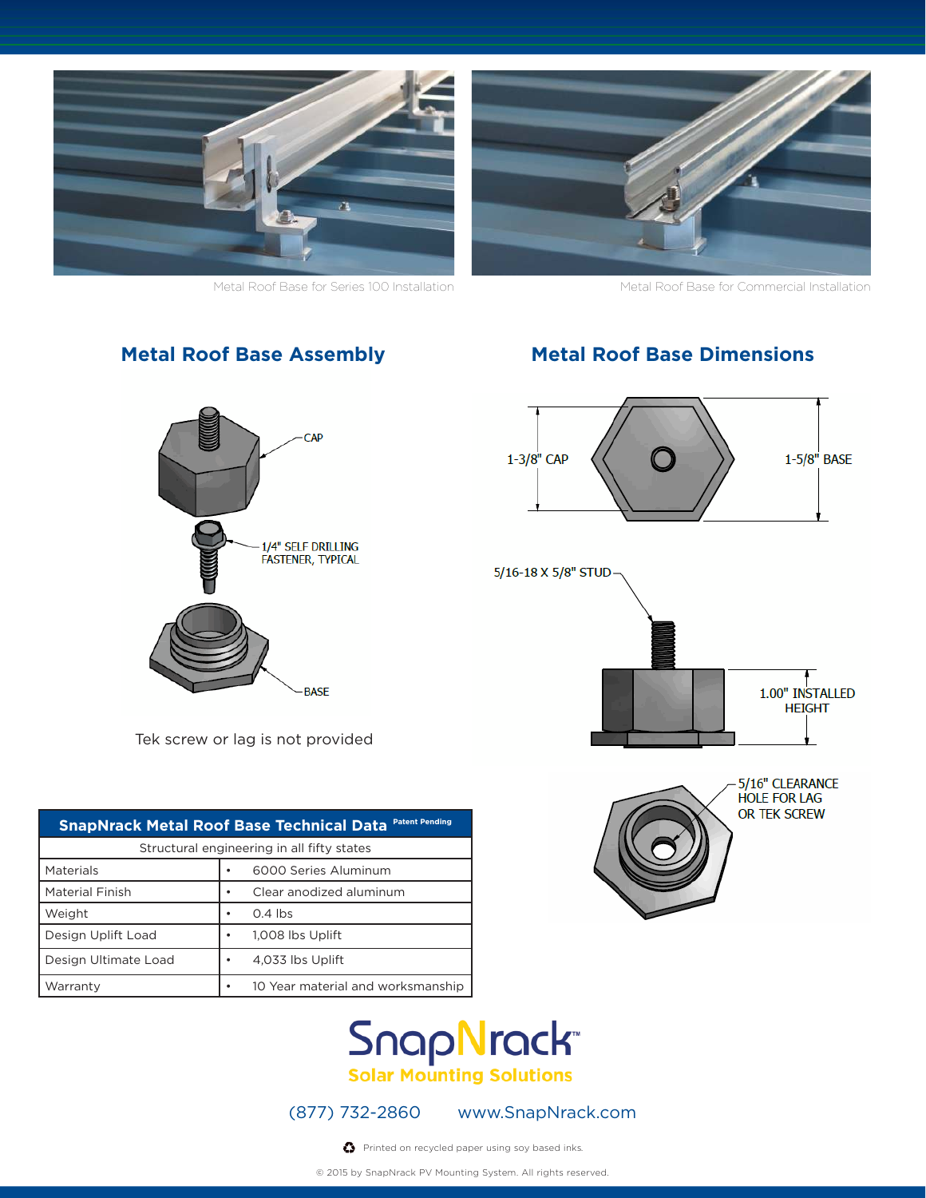Metal Roof Base for Series 100 Installation

Metal Roof Base for Commercial Installation

## Metal Roof Base Assembly

CAP

1/4" SELF DRILLING FASTENER, TYPICAL

BASE

Tek screw or lag is not provided

## Metal Roof Base Dimensions

1-3/8" CAP

1-5/8" BASE

5/16-18 X 5/8" STUD

1.00" INSTALLED HEIGHT

5/16" CLEARANCE HOLE FOR LAG OR TEK SCREW

| SnapNrack Metal Roof Base Technical Data Patent Pending | |
| --- | --- |
| Structural engineering in all fifty states | |
| Materials | • 6000 Series Aluminum |
| Material Finish | • Clear anodized aluminum |
| Weight | • 0.4 lbs |
| Design Uplift Load | • 1,008 lbs Uplift |
| Design Ultimate Load | • 4,033 lbs Uplift |
| Warranty | • 10 Year material and worksmanship |

**SnapNrack™**
**Solar Mounting Solutions**

(877) 732-2860 www.SnapNrack.com

Printed on recycled paper using soy based inks.

© 2015 by SnapNrack PV Mounting System. All rights reserved.